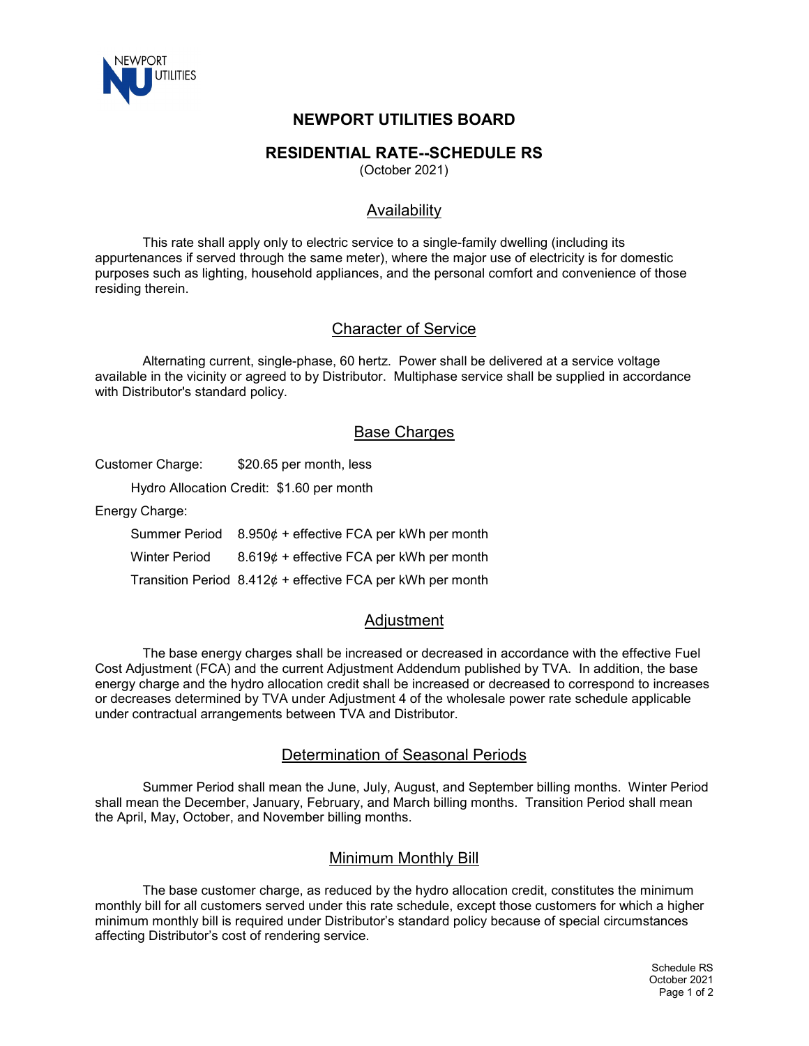# NEWPORT UTILITIES BOARD

## RESIDENTIAL RATE--SCHEDULE RS

(October 2021)

### Availability

This rate shall apply only to electric service to a single-family dwelling (including its appurtenances if served through the same meter), where the major use of electricity is for domestic purposes such as lighting, household appliances, and the personal comfort and convenience of those residing therein.

### Character of Service

Alternating current, single-phase, 60 hertz. Power shall be delivered at a service voltage available in the vicinity or agreed to by Distributor. Multiphase service shall be supplied in accordance with Distributor's standard policy.

### Base Charges

Customer Charge: $20.65 per month, less

Hydro Allocation Credit: $1.60 per month

Energy Charge:

| | |
|---|---|
| Summer Period | 8.950¢ + effective FCA per kWh per month |
| Winter Period | 8.619¢ + effective FCA per kWh per month |
| Transition Period | 8.412¢ + effective FCA per kWh per month |

### Adjustment

The base energy charges shall be increased or decreased in accordance with the effective Fuel Cost Adjustment (FCA) and the current Adjustment Addendum published by TVA. In addition, the base energy charge and the hydro allocation credit shall be increased or decreased to correspond to increases or decreases determined by TVA under Adjustment 4 of the wholesale power rate schedule applicable under contractual arrangements between TVA and Distributor.

### Determination of Seasonal Periods

Summer Period shall mean the June, July, August, and September billing months. Winter Period shall mean the December, January, February, and March billing months. Transition Period shall mean the April, May, October, and November billing months.

### Minimum Monthly Bill

The base customer charge, as reduced by the hydro allocation credit, constitutes the minimum monthly bill for all customers served under this rate schedule, except those customers for which a higher minimum monthly bill is required under Distributor's standard policy because of special circumstances affecting Distributor's cost of rendering service.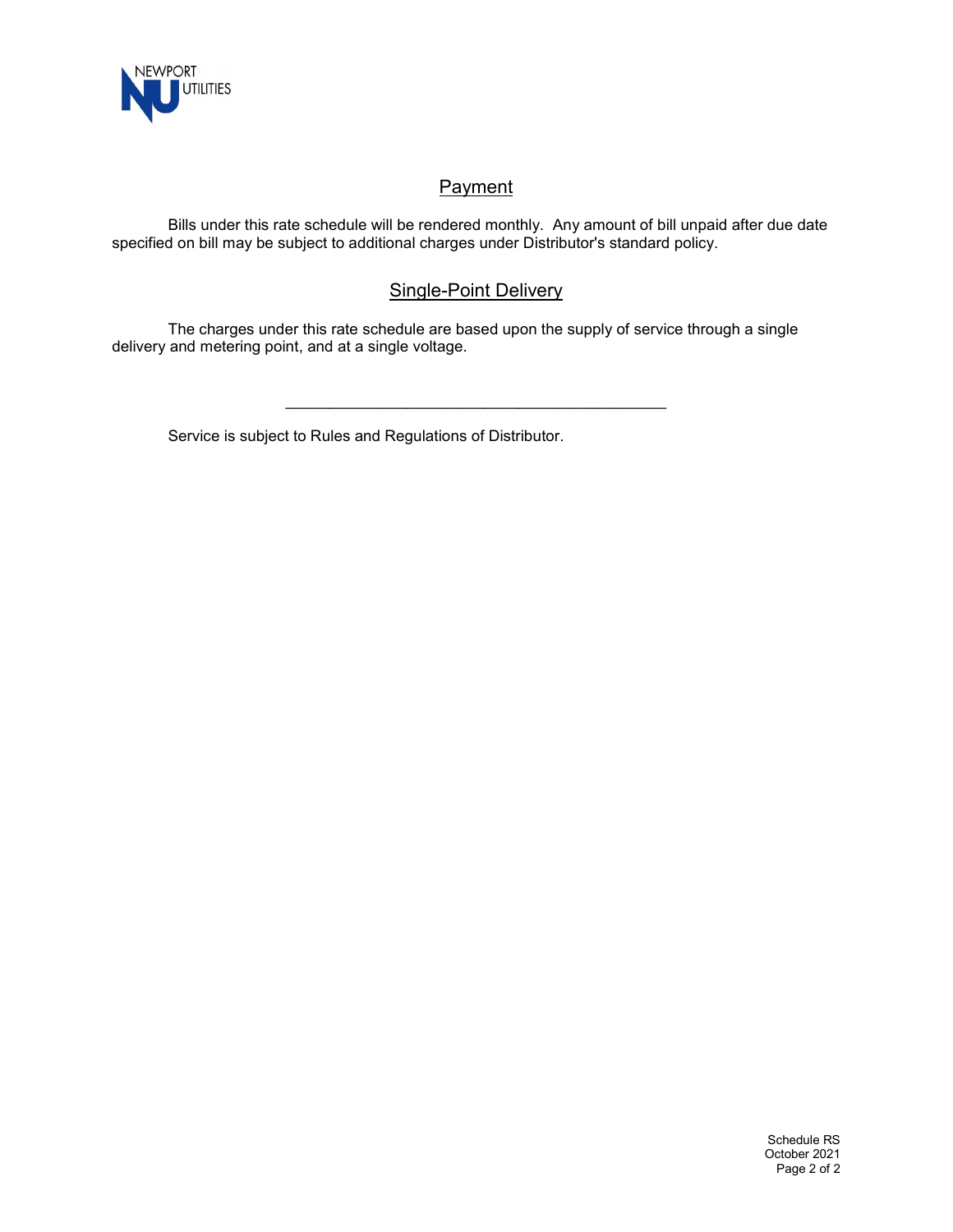## Payment

Bills under this rate schedule will be rendered monthly. Any amount of bill unpaid after due date specified on bill may be subject to additional charges under Distributor's standard policy.

## Single-Point Delivery

The charges under this rate schedule are based upon the supply of service through a single delivery and metering point, and at a single voltage.

---

Service is subject to Rules and Regulations of Distributor.